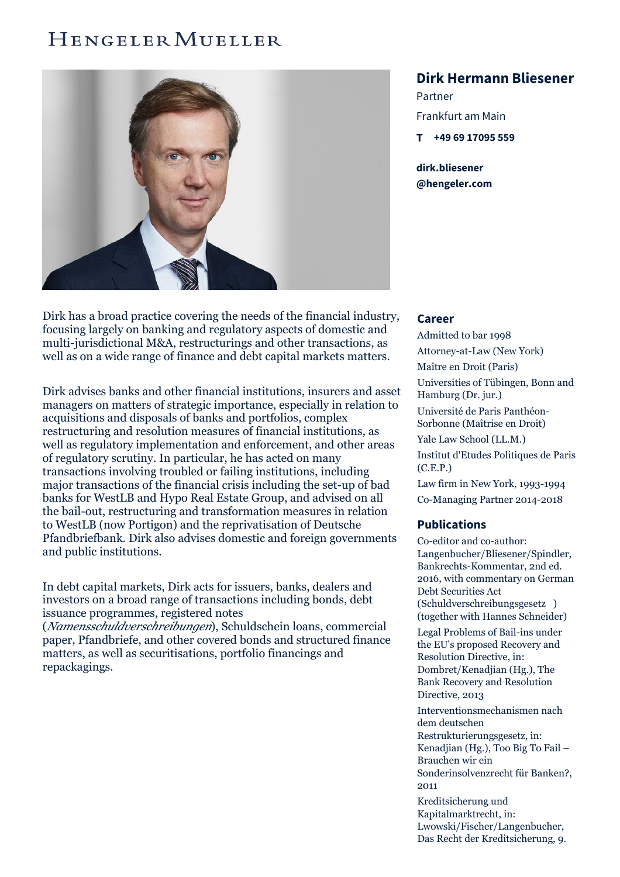# Dirk Hermann Bliesener

Partner

Frankfurt am Main

**T +49 69 17095 559**

**dirk.bliesener@hengeler.com**

Dirk has a broad practice covering the needs of the financial industry, focusing largely on banking and regulatory aspects of domestic and multi-jurisdictional M&A, restructurings and other transactions, as well as on a wide range of finance and debt capital markets matters.

Dirk advises banks and other financial institutions, insurers and asset managers on matters of strategic importance, especially in relation to acquisitions and disposals of banks and portfolios, complex restructuring and resolution measures of financial institutions, as well as regulatory implementation and enforcement, and other areas of regulatory scrutiny. In particular, he has acted on many transactions involving troubled or failing institutions, including major transactions of the financial crisis including the set-up of bad banks for WestLB and Hypo Real Estate Group, and advised on all the bail-out, restructuring and transformation measures in relation to WestLB (now Portigon) and the reprivatisation of Deutsche Pfandbriefbank. Dirk also advises domestic and foreign governments and public institutions.

In debt capital markets, Dirk acts for issuers, banks, dealers and investors on a broad range of transactions including bonds, debt issuance programmes, registered notes (*Namensschuldverschreibungen*), Schuldschein loans, commercial paper, Pfandbriefe, and other covered bonds and structured finance matters, as well as securitisations, portfolio financings and repackagings.

## Career

- Admitted to bar 1998
- Attorney-at-Law (New York)
- Maître en Droit (Paris)
- Universities of Tübingen, Bonn and Hamburg (Dr. jur.)
- Université de Paris Panthéon-Sorbonne (Maîtrise en Droit)
- Yale Law School (LL.M.)
- Institut d'Etudes Politiques de Paris (C.E.P.)
- Law firm in New York, 1993-1994
- Co-Managing Partner 2014-2018

## Publications

- Co-editor and co-author: Langenbucher/Bliesener/Spindler, Bankrechts-Kommentar, 2nd ed. 2016, with commentary on German Debt Securities Act (Schuldverschreibungsgesetz ) (together with Hannes Schneider)
- Legal Problems of Bail-ins under the EU's proposed Recovery and Resolution Directive, in: Dombret/Kenadjian (Hg.), The Bank Recovery and Resolution Directive, 2013
- Interventionsmechanismen nach dem deutschen Restrukturierungsgesetz, in: Kenadjian (Hg.), Too Big To Fail – Brauchen wir ein Sonderinsolvenzrecht für Banken?, 2011
- Kreditsicherung und Kapitalmarktrecht, in: Lwowski/Fischer/Langenbucher, Das Recht der Kreditsicherung, 9.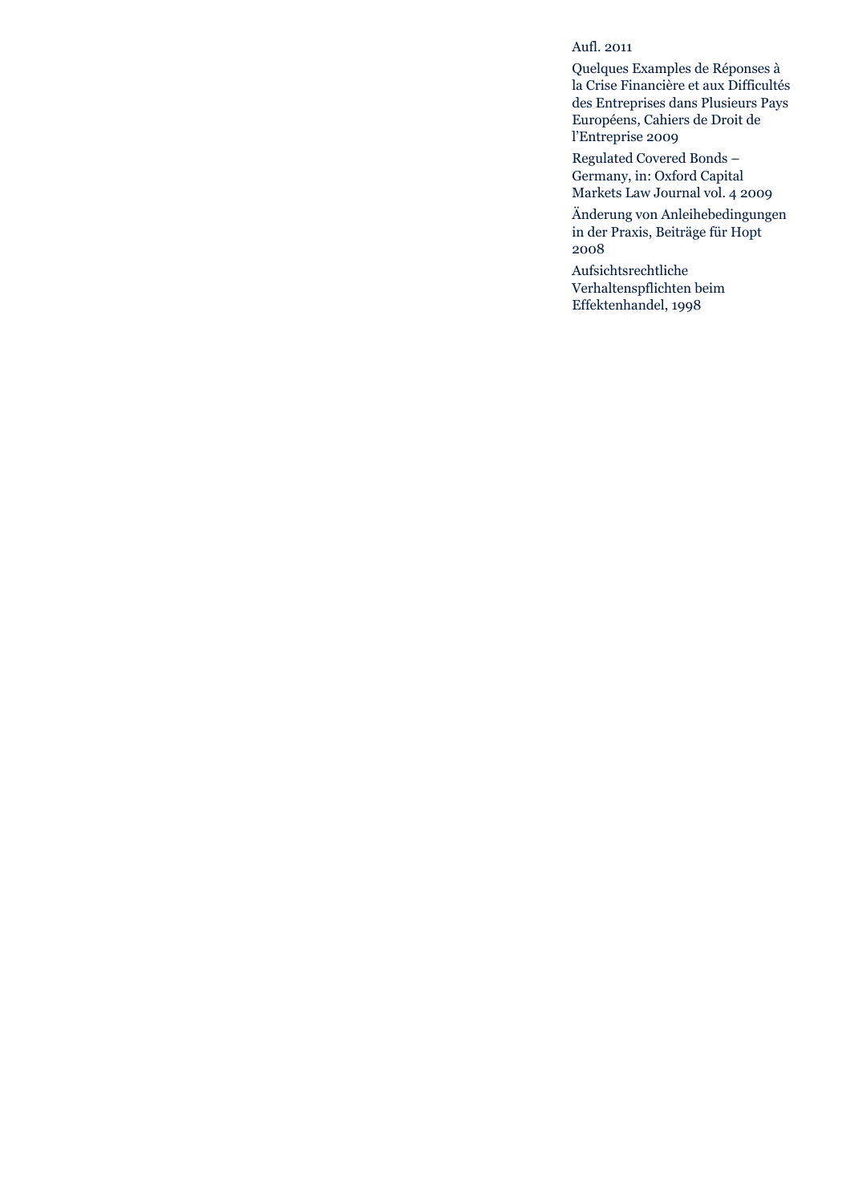Aufl. 2011

Quelques Examples de Réponses à la Crise Financière et aux Difficultés des Entreprises dans Plusieurs Pays Européens, Cahiers de Droit de l'Entreprise 2009

Regulated Covered Bonds – Germany, in: Oxford Capital Markets Law Journal vol. 4 2009

Änderung von Anleihebedingungen in der Praxis, Beiträge für Hopt 2008

Aufsichtsrechtliche Verhaltenspflichten beim Effektenhandel, 1998